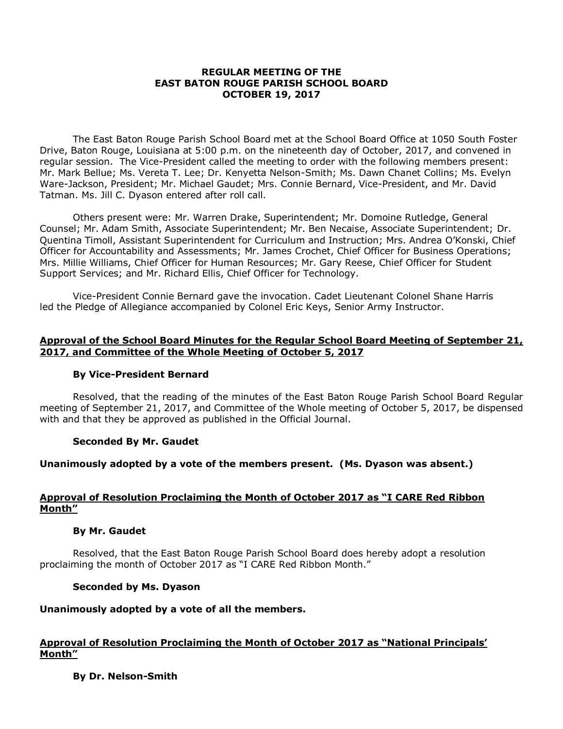**REGULAR MEETING OF THE**
**EAST BATON ROUGE PARISH SCHOOL BOARD**
**OCTOBER 19, 2017**

The East Baton Rouge Parish School Board met at the School Board Office at 1050 South Foster Drive, Baton Rouge, Louisiana at 5:00 p.m. on the nineteenth day of October, 2017, and convened in regular session. The Vice-President called the meeting to order with the following members present: Mr. Mark Bellue; Ms. Vereta T. Lee; Dr. Kenyetta Nelson-Smith; Ms. Dawn Chanet Collins; Ms. Evelyn Ware-Jackson, President; Mr. Michael Gaudet; Mrs. Connie Bernard, Vice-President, and Mr. David Tatman. Ms. Jill C. Dyason entered after roll call.

Others present were: Mr. Warren Drake, Superintendent; Mr. Domoine Rutledge, General Counsel; Mr. Adam Smith, Associate Superintendent; Mr. Ben Necaise, Associate Superintendent; Dr. Quentina Timoll, Assistant Superintendent for Curriculum and Instruction; Mrs. Andrea O'Konski, Chief Officer for Accountability and Assessments; Mr. James Crochet, Chief Officer for Business Operations; Mrs. Millie Williams, Chief Officer for Human Resources; Mr. Gary Reese, Chief Officer for Student Support Services; and Mr. Richard Ellis, Chief Officer for Technology.

Vice-President Connie Bernard gave the invocation. Cadet Lieutenant Colonel Shane Harris led the Pledge of Allegiance accompanied by Colonel Eric Keys, Senior Army Instructor.

**Approval of the School Board Minutes for the Regular School Board Meeting of September 21, 2017, and Committee of the Whole Meeting of October 5, 2017**

**By Vice-President Bernard**

Resolved, that the reading of the minutes of the East Baton Rouge Parish School Board Regular meeting of September 21, 2017, and Committee of the Whole meeting of October 5, 2017, be dispensed with and that they be approved as published in the Official Journal.

**Seconded By Mr. Gaudet**

**Unanimously adopted by a vote of the members present. (Ms. Dyason was absent.)**

**Approval of Resolution Proclaiming the Month of October 2017 as "I CARE Red Ribbon Month"**

**By Mr. Gaudet**

Resolved, that the East Baton Rouge Parish School Board does hereby adopt a resolution proclaiming the month of October 2017 as "I CARE Red Ribbon Month."

**Seconded by Ms. Dyason**

**Unanimously adopted by a vote of all the members.**

**Approval of Resolution Proclaiming the Month of October 2017 as "National Principals' Month"**

**By Dr. Nelson-Smith**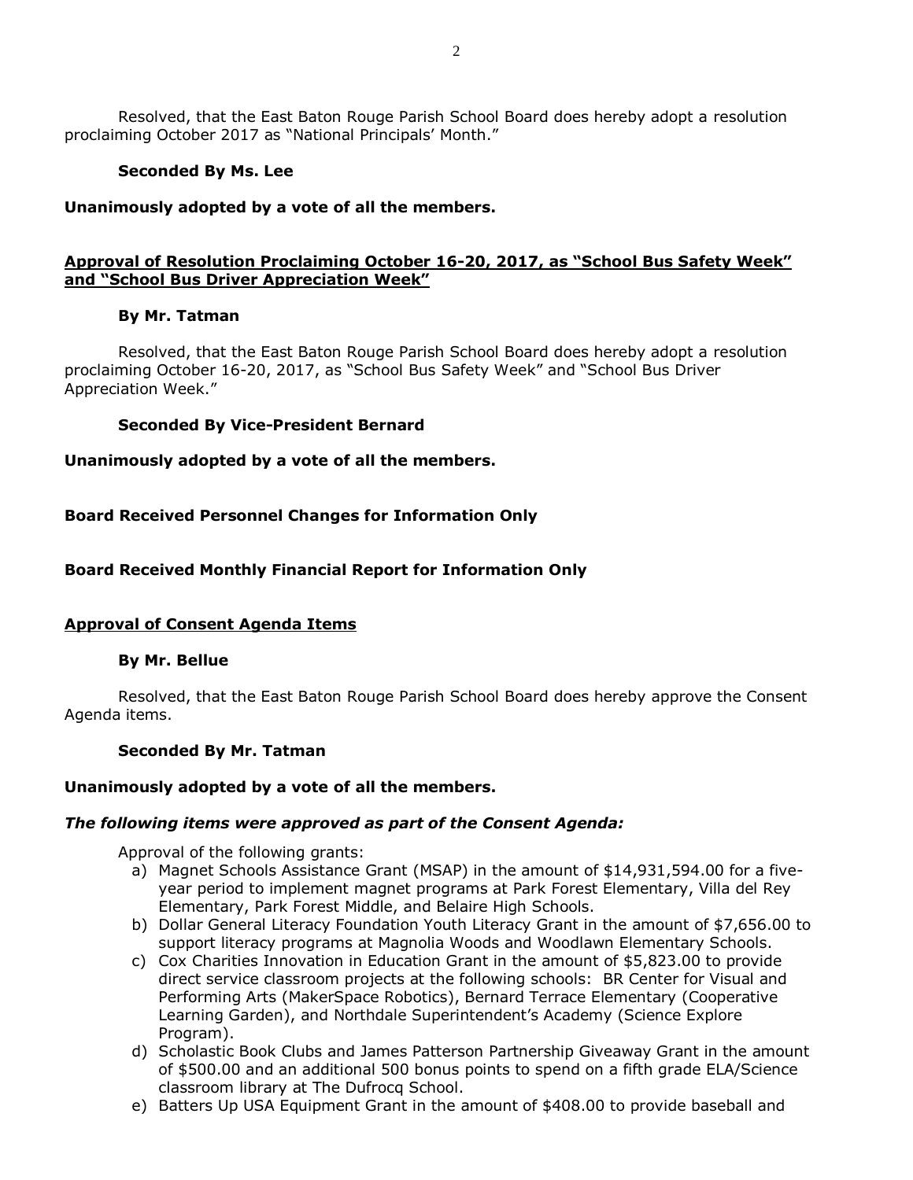Resolved, that the East Baton Rouge Parish School Board does hereby adopt a resolution proclaiming October 2017 as "National Principals' Month."

**Seconded By Ms. Lee**

**Unanimously adopted by a vote of all the members.**

**<u>Approval of Resolution Proclaiming October 16-20, 2017, as "School Bus Safety Week" and "School Bus Driver Appreciation Week"</u>**

**By Mr. Tatman**

Resolved, that the East Baton Rouge Parish School Board does hereby adopt a resolution proclaiming October 16-20, 2017, as "School Bus Safety Week" and "School Bus Driver Appreciation Week."

**Seconded By Vice-President Bernard**

**Unanimously adopted by a vote of all the members.**

**Board Received Personnel Changes for Information Only**

**Board Received Monthly Financial Report for Information Only**

**<u>Approval of Consent Agenda Items</u>**

**By Mr. Bellue**

Resolved, that the East Baton Rouge Parish School Board does hereby approve the Consent Agenda items.

**Seconded By Mr. Tatman**

**Unanimously adopted by a vote of all the members.**

***The following items were approved as part of the Consent Agenda:***

Approval of the following grants:

a) Magnet Schools Assistance Grant (MSAP) in the amount of $14,931,594.00 for a five-year period to implement magnet programs at Park Forest Elementary, Villa del Rey Elementary, Park Forest Middle, and Belaire High Schools.
b) Dollar General Literacy Foundation Youth Literacy Grant in the amount of $7,656.00 to support literacy programs at Magnolia Woods and Woodlawn Elementary Schools.
c) Cox Charities Innovation in Education Grant in the amount of $5,823.00 to provide direct service classroom projects at the following schools: BR Center for Visual and Performing Arts (MakerSpace Robotics), Bernard Terrace Elementary (Cooperative Learning Garden), and Northdale Superintendent's Academy (Science Explore Program).
d) Scholastic Book Clubs and James Patterson Partnership Giveaway Grant in the amount of $500.00 and an additional 500 bonus points to spend on a fifth grade ELA/Science classroom library at The Dufrocq School.
e) Batters Up USA Equipment Grant in the amount of $408.00 to provide baseball and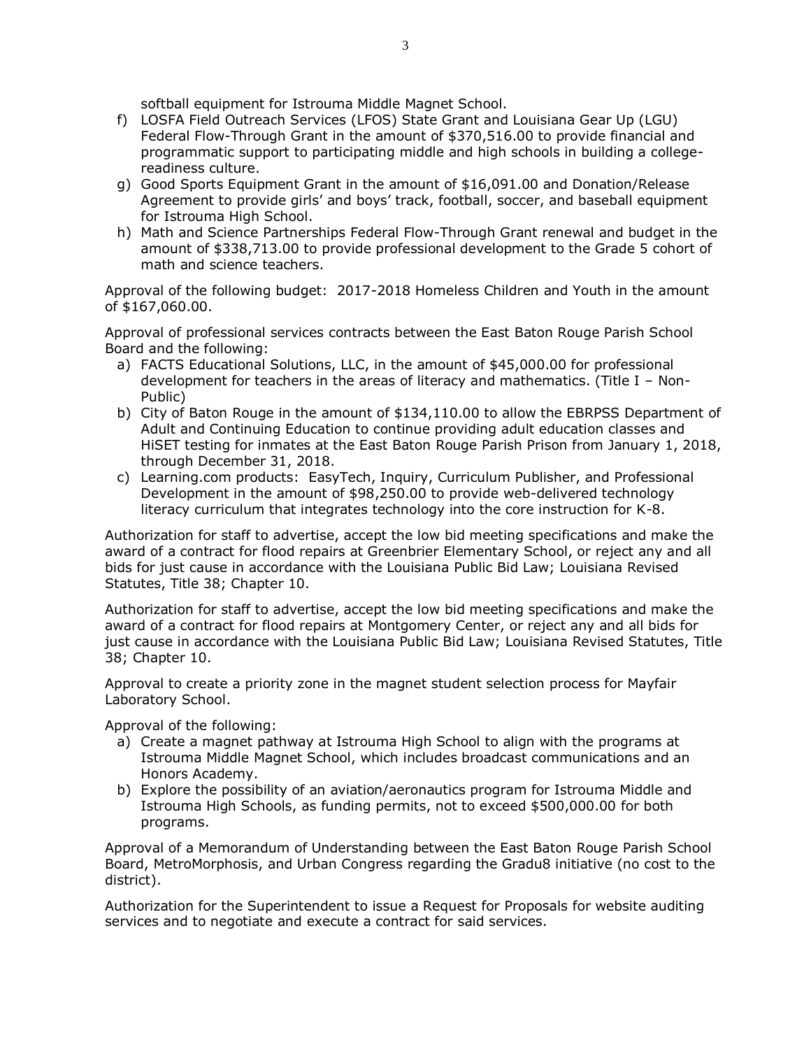softball equipment for Istrouma Middle Magnet School.

f) LOSFA Field Outreach Services (LFOS) State Grant and Louisiana Gear Up (LGU) Federal Flow-Through Grant in the amount of $370,516.00 to provide financial and programmatic support to participating middle and high schools in building a college-readiness culture.
g) Good Sports Equipment Grant in the amount of $16,091.00 and Donation/Release Agreement to provide girls' and boys' track, football, soccer, and baseball equipment for Istrouma High School.
h) Math and Science Partnerships Federal Flow-Through Grant renewal and budget in the amount of $338,713.00 to provide professional development to the Grade 5 cohort of math and science teachers.

Approval of the following budget: 2017-2018 Homeless Children and Youth in the amount of $167,060.00.

Approval of professional services contracts between the East Baton Rouge Parish School Board and the following:

a) FACTS Educational Solutions, LLC, in the amount of $45,000.00 for professional development for teachers in the areas of literacy and mathematics. (Title I – Non-Public)
b) City of Baton Rouge in the amount of $134,110.00 to allow the EBRPSS Department of Adult and Continuing Education to continue providing adult education classes and HiSET testing for inmates at the East Baton Rouge Parish Prison from January 1, 2018, through December 31, 2018.
c) Learning.com products: EasyTech, Inquiry, Curriculum Publisher, and Professional Development in the amount of $98,250.00 to provide web-delivered technology literacy curriculum that integrates technology into the core instruction for K-8.

Authorization for staff to advertise, accept the low bid meeting specifications and make the award of a contract for flood repairs at Greenbrier Elementary School, or reject any and all bids for just cause in accordance with the Louisiana Public Bid Law; Louisiana Revised Statutes, Title 38; Chapter 10.

Authorization for staff to advertise, accept the low bid meeting specifications and make the award of a contract for flood repairs at Montgomery Center, or reject any and all bids for just cause in accordance with the Louisiana Public Bid Law; Louisiana Revised Statutes, Title 38; Chapter 10.

Approval to create a priority zone in the magnet student selection process for Mayfair Laboratory School.

Approval of the following:

a) Create a magnet pathway at Istrouma High School to align with the programs at Istrouma Middle Magnet School, which includes broadcast communications and an Honors Academy.
b) Explore the possibility of an aviation/aeronautics program for Istrouma Middle and Istrouma High Schools, as funding permits, not to exceed $500,000.00 for both programs.

Approval of a Memorandum of Understanding between the East Baton Rouge Parish School Board, MetroMorphosis, and Urban Congress regarding the Gradu8 initiative (no cost to the district).

Authorization for the Superintendent to issue a Request for Proposals for website auditing services and to negotiate and execute a contract for said services.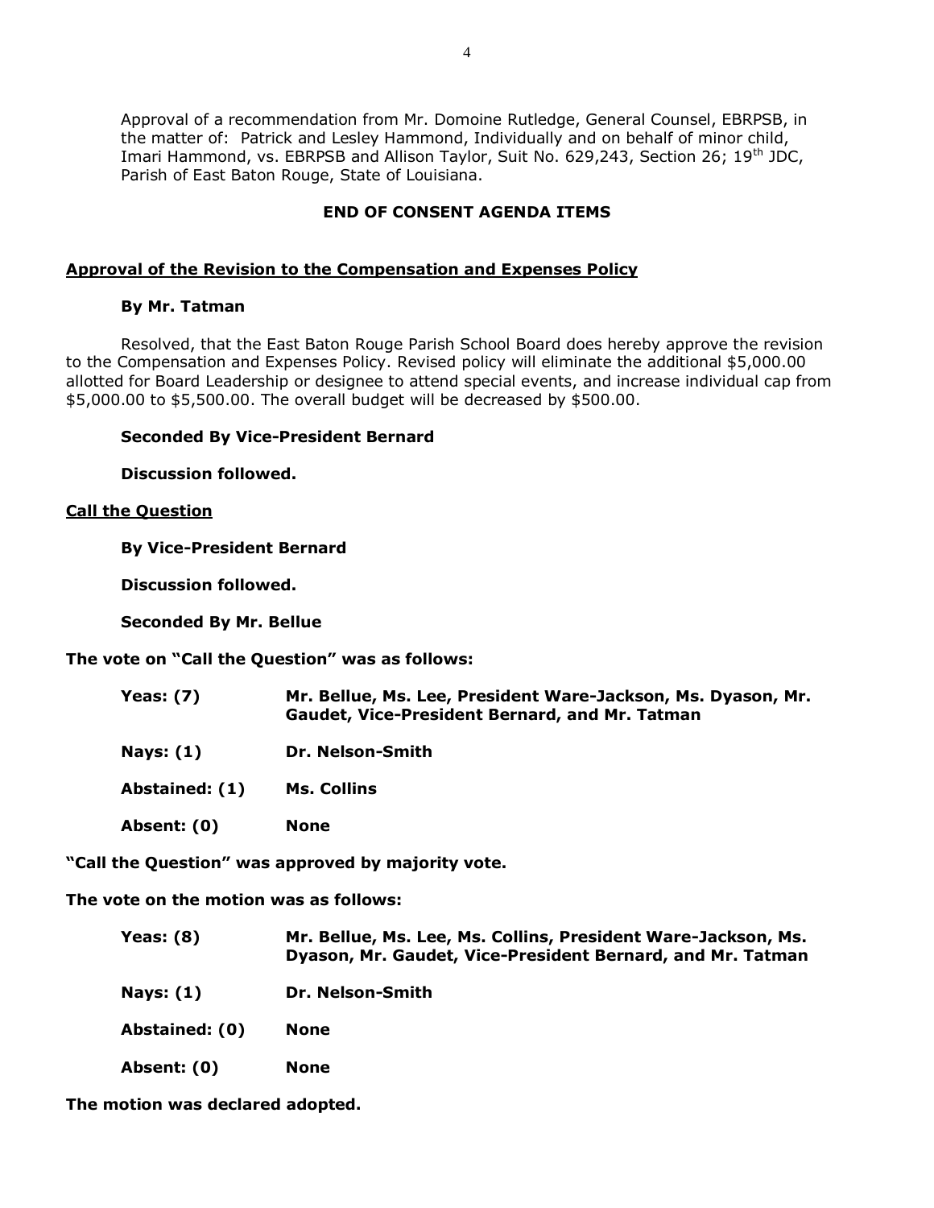Approval of a recommendation from Mr. Domoine Rutledge, General Counsel, EBRPSB, in the matter of: Patrick and Lesley Hammond, Individually and on behalf of minor child, Imari Hammond, vs. EBRPSB and Allison Taylor, Suit No. 629,243, Section 26; 19th JDC, Parish of East Baton Rouge, State of Louisiana.

**END OF CONSENT AGENDA ITEMS**

**Approval of the Revision to the Compensation and Expenses Policy**

**By Mr. Tatman**

Resolved, that the East Baton Rouge Parish School Board does hereby approve the revision to the Compensation and Expenses Policy. Revised policy will eliminate the additional $5,000.00 allotted for Board Leadership or designee to attend special events, and increase individual cap from $5,000.00 to $5,500.00. The overall budget will be decreased by $500.00.

**Seconded By Vice-President Bernard**

**Discussion followed.**

**Call the Question**

**By Vice-President Bernard**

**Discussion followed.**

**Seconded By Mr. Bellue**

**The vote on "Call the Question" was as follows:**

| | |
|---|---|
| **Yeas: (7)** | **Mr. Bellue, Ms. Lee, President Ware-Jackson, Ms. Dyason, Mr. Gaudet, Vice-President Bernard, and Mr. Tatman** |
| **Nays: (1)** | **Dr. Nelson-Smith** |
| **Abstained: (1)** | **Ms. Collins** |
| **Absent: (0)** | **None** |

**"Call the Question" was approved by majority vote.**

**The vote on the motion was as follows:**

| | |
|---|---|
| **Yeas: (8)** | **Mr. Bellue, Ms. Lee, Ms. Collins, President Ware-Jackson, Ms. Dyason, Mr. Gaudet, Vice-President Bernard, and Mr. Tatman** |
| **Nays: (1)** | **Dr. Nelson-Smith** |
| **Abstained: (0)** | **None** |
| **Absent: (0)** | **None** |

**The motion was declared adopted.**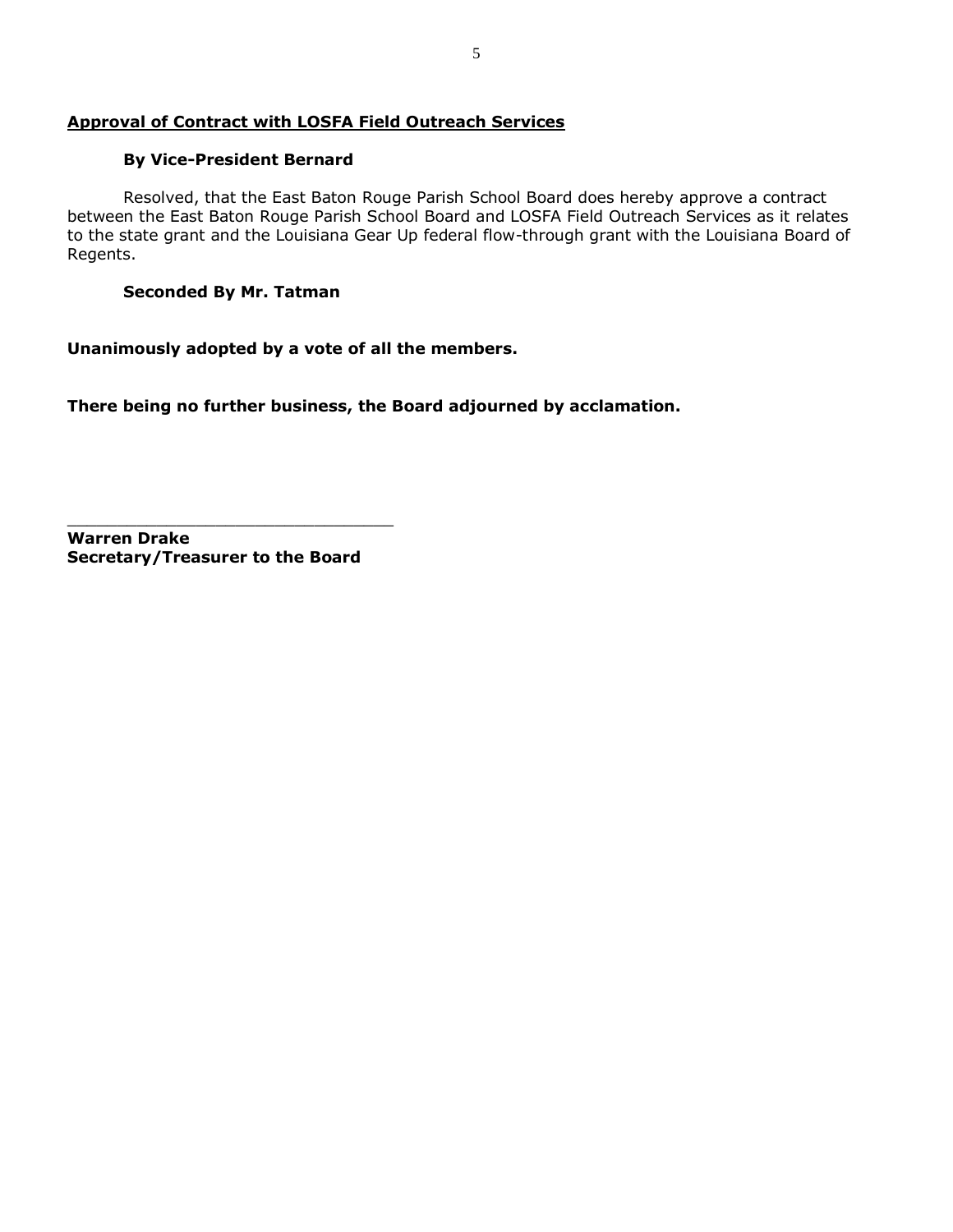**<u>Approval of Contract with LOSFA Field Outreach Services</u>**

**By Vice-President Bernard**

Resolved, that the East Baton Rouge Parish School Board does hereby approve a contract between the East Baton Rouge Parish School Board and LOSFA Field Outreach Services as it relates to the state grant and the Louisiana Gear Up federal flow-through grant with the Louisiana Board of Regents.

**Seconded By Mr. Tatman**

**Unanimously adopted by a vote of all the members.**

**There being no further business, the Board adjourned by acclamation.**

_______________________________

**Warren Drake**
**Secretary/Treasurer to the Board**